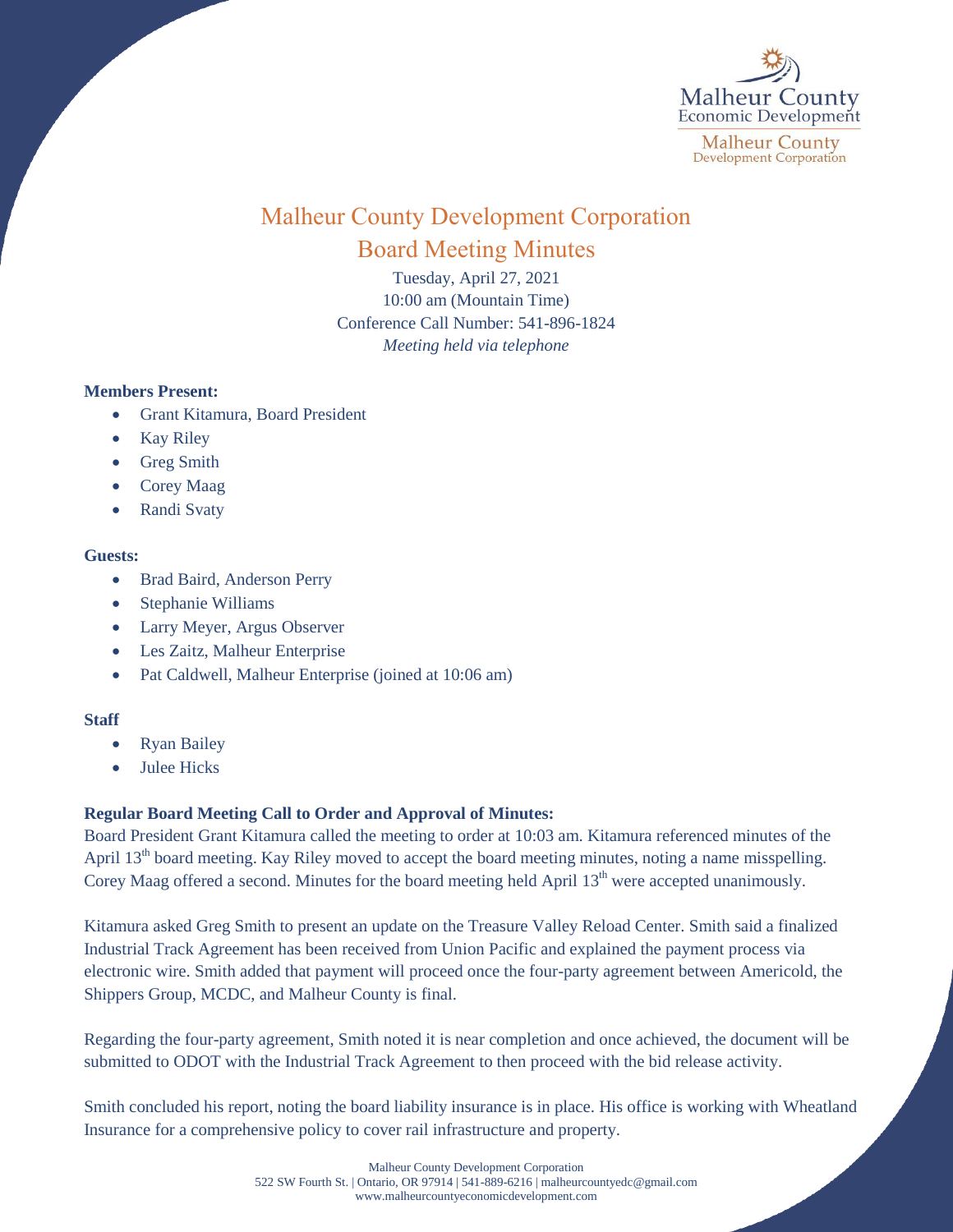# Malheur County Development Corporation

## Board Meeting Minutes

Tuesday, April 27, 2021
10:00 am (Mountain Time)
Conference Call Number: 541-896-1824
*Meeting held via telephone*

**Members Present:**

- Grant Kitamura, Board President
- Kay Riley
- Greg Smith
- Corey Maag
- Randi Svaty

**Guests:**

- Brad Baird, Anderson Perry
- Stephanie Williams
- Larry Meyer, Argus Observer
- Les Zaitz, Malheur Enterprise
- Pat Caldwell, Malheur Enterprise (joined at 10:06 am)

**Staff**

- Ryan Bailey
- Julee Hicks

**Regular Board Meeting Call to Order and Approval of Minutes:**

Board President Grant Kitamura called the meeting to order at 10:03 am. Kitamura referenced minutes of the April 13th board meeting. Kay Riley moved to accept the board meeting minutes, noting a name misspelling. Corey Maag offered a second. Minutes for the board meeting held April 13th were accepted unanimously.

Kitamura asked Greg Smith to present an update on the Treasure Valley Reload Center. Smith said a finalized Industrial Track Agreement has been received from Union Pacific and explained the payment process via electronic wire. Smith added that payment will proceed once the four-party agreement between Americold, the Shippers Group, MCDC, and Malheur County is final.

Regarding the four-party agreement, Smith noted it is near completion and once achieved, the document will be submitted to ODOT with the Industrial Track Agreement to then proceed with the bid release activity.

Smith concluded his report, noting the board liability insurance is in place. His office is working with Wheatland Insurance for a comprehensive policy to cover rail infrastructure and property.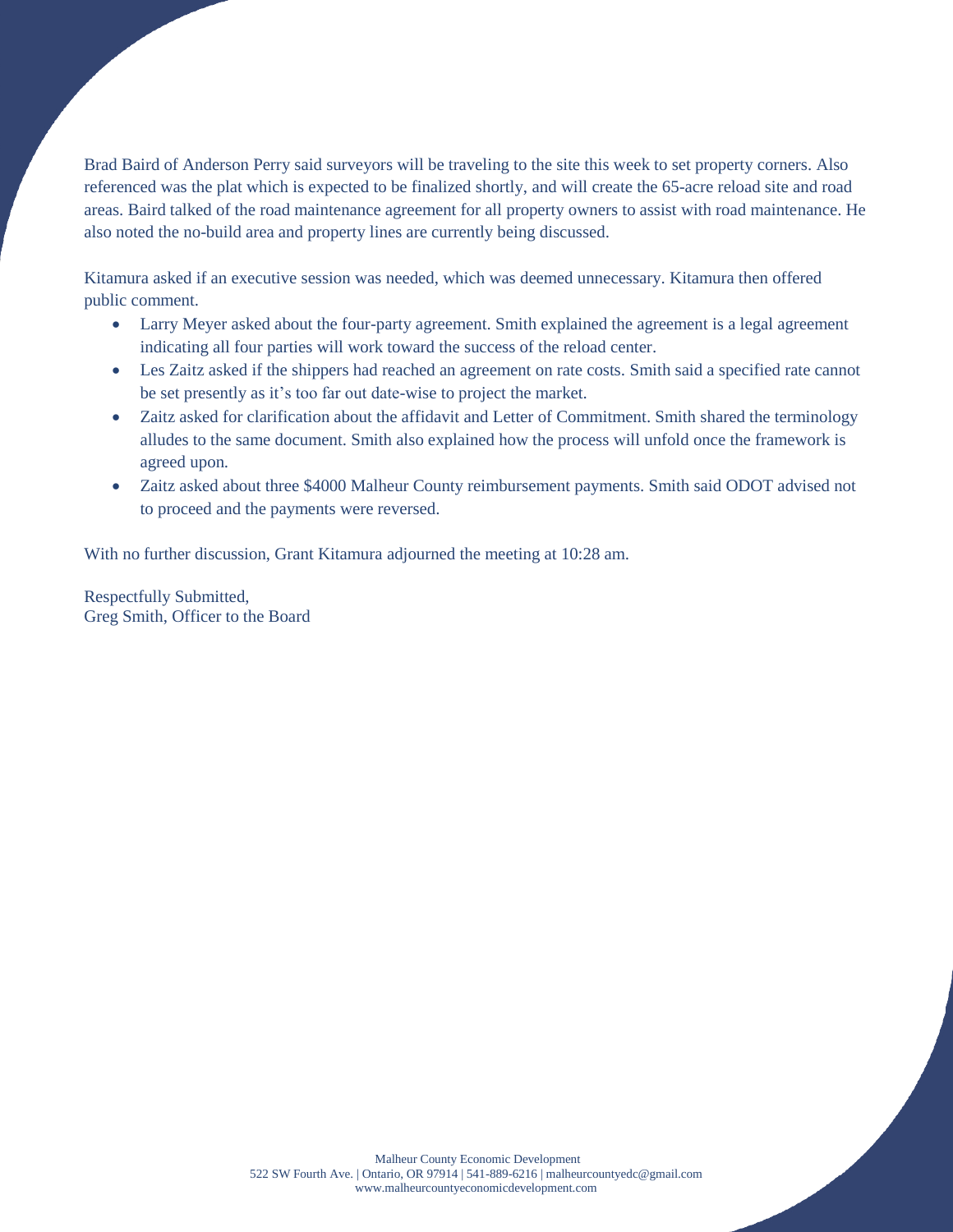Brad Baird of Anderson Perry said surveyors will be traveling to the site this week to set property corners. Also referenced was the plat which is expected to be finalized shortly, and will create the 65-acre reload site and road areas. Baird talked of the road maintenance agreement for all property owners to assist with road maintenance. He also noted the no-build area and property lines are currently being discussed.

Kitamura asked if an executive session was needed, which was deemed unnecessary. Kitamura then offered public comment.

- Larry Meyer asked about the four-party agreement. Smith explained the agreement is a legal agreement indicating all four parties will work toward the success of the reload center.
- Les Zaitz asked if the shippers had reached an agreement on rate costs. Smith said a specified rate cannot be set presently as it's too far out date-wise to project the market.
- Zaitz asked for clarification about the affidavit and Letter of Commitment. Smith shared the terminology alludes to the same document. Smith also explained how the process will unfold once the framework is agreed upon.
- Zaitz asked about three $4000 Malheur County reimbursement payments. Smith said ODOT advised not to proceed and the payments were reversed.

With no further discussion, Grant Kitamura adjourned the meeting at 10:28 am.

Respectfully Submitted,
Greg Smith, Officer to the Board